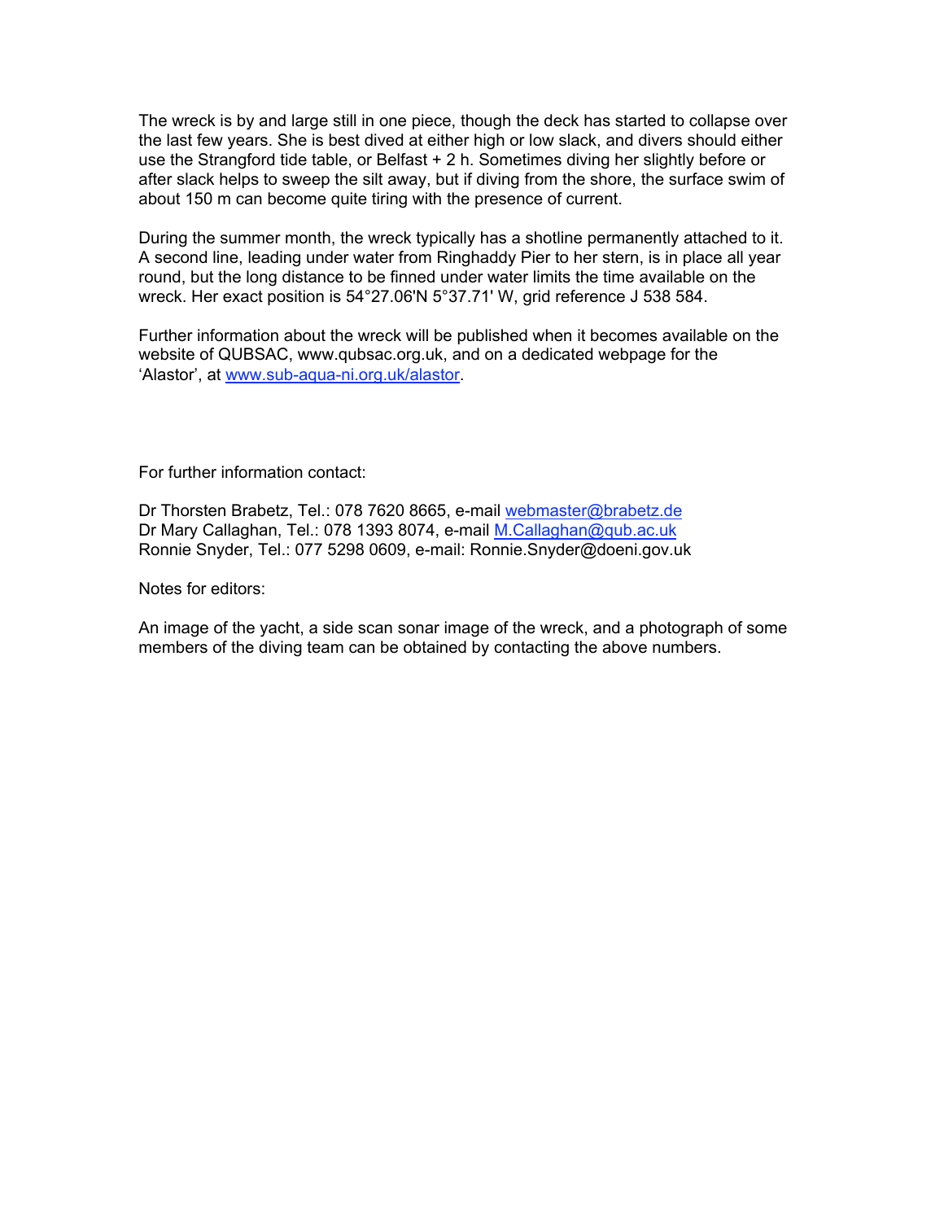The wreck is by and large still in one piece, though the deck has started to collapse over the last few years. She is best dived at either high or low slack, and divers should either use the Strangford tide table, or Belfast + 2 h. Sometimes diving her slightly before or after slack helps to sweep the silt away, but if diving from the shore, the surface swim of about 150 m can become quite tiring with the presence of current.

During the summer month, the wreck typically has a shotline permanently attached to it. A second line, leading under water from Ringhaddy Pier to her stern, is in place all year round, but the long distance to be finned under water limits the time available on the wreck. Her exact position is 54°27.06'N 5°37.71' W, grid reference J 538 584.

Further information about the wreck will be published when it becomes available on the website of QUBSAC, www.qubsac.org.uk, and on a dedicated webpage for the 'Alastor', at www.sub-aqua-ni.org.uk/alastor.

For further information contact:

Dr Thorsten Brabetz, Tel.: 078 7620 8665, e-mail webmaster@brabetz.de
Dr Mary Callaghan, Tel.: 078 1393 8074, e-mail M.Callaghan@qub.ac.uk
Ronnie Snyder, Tel.: 077 5298 0609, e-mail: Ronnie.Snyder@doeni.gov.uk

Notes for editors:

An image of the yacht, a side scan sonar image of the wreck, and a photograph of some members of the diving team can be obtained by contacting the above numbers.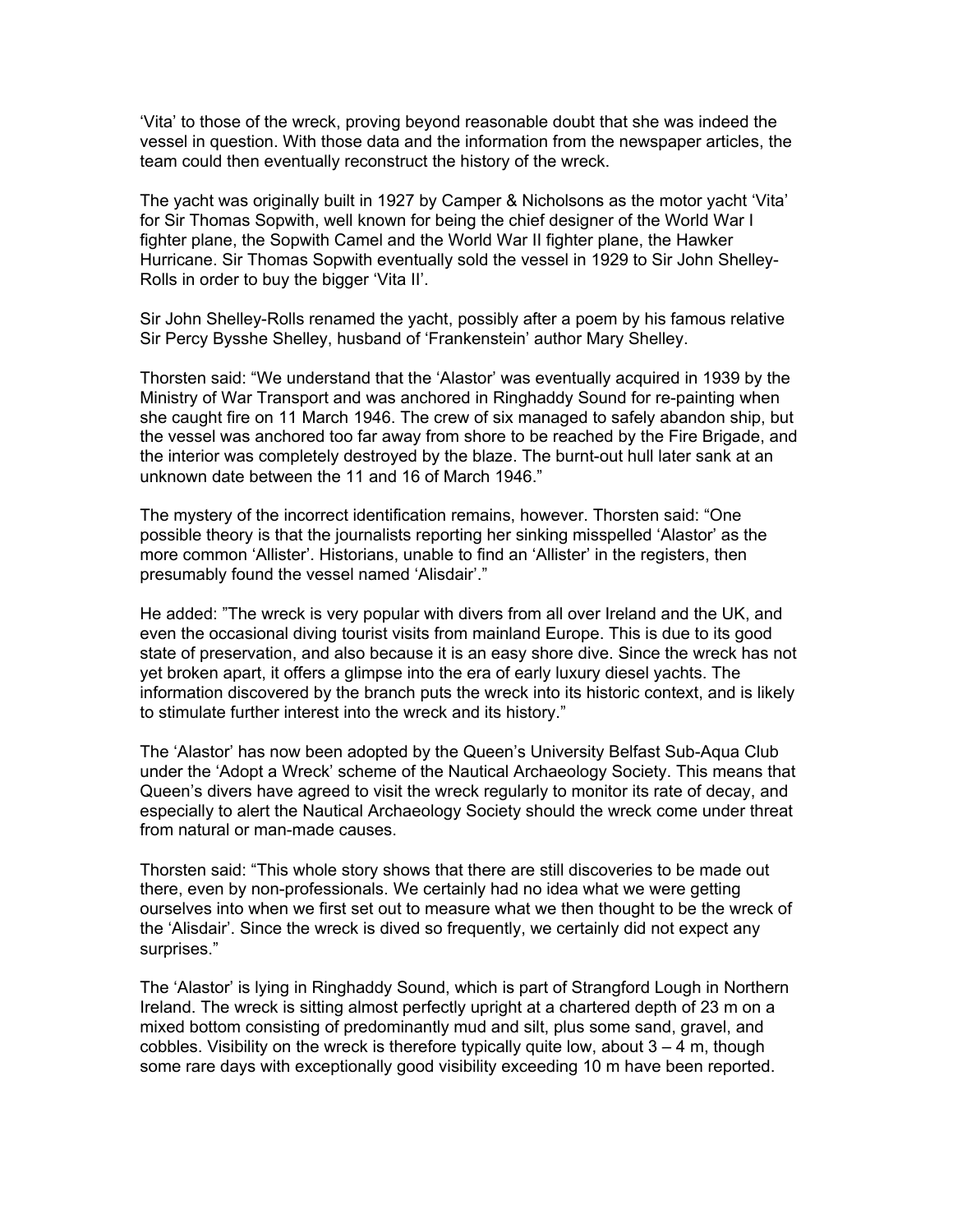'Vita' to those of the wreck, proving beyond reasonable doubt that she was indeed the vessel in question. With those data and the information from the newspaper articles, the team could then eventually reconstruct the history of the wreck.

The yacht was originally built in 1927 by Camper & Nicholsons as the motor yacht 'Vita' for Sir Thomas Sopwith, well known for being the chief designer of the World War I fighter plane, the Sopwith Camel and the World War II fighter plane, the Hawker Hurricane. Sir Thomas Sopwith eventually sold the vessel in 1929 to Sir John Shelley-Rolls in order to buy the bigger 'Vita II'.

Sir John Shelley-Rolls renamed the yacht, possibly after a poem by his famous relative Sir Percy Bysshe Shelley, husband of 'Frankenstein' author Mary Shelley.

Thorsten said: "We understand that the 'Alastor' was eventually acquired in 1939 by the Ministry of War Transport and was anchored in Ringhaddy Sound for re-painting when she caught fire on 11 March 1946. The crew of six managed to safely abandon ship, but the vessel was anchored too far away from shore to be reached by the Fire Brigade, and the interior was completely destroyed by the blaze. The burnt-out hull later sank at an unknown date between the 11 and 16 of March 1946."

The mystery of the incorrect identification remains, however. Thorsten said: "One possible theory is that the journalists reporting her sinking misspelled 'Alastor' as the more common 'Allister'. Historians, unable to find an 'Allister' in the registers, then presumably found the vessel named 'Alisdair'."

He added: "The wreck is very popular with divers from all over Ireland and the UK, and even the occasional diving tourist visits from mainland Europe. This is due to its good state of preservation, and also because it is an easy shore dive. Since the wreck has not yet broken apart, it offers a glimpse into the era of early luxury diesel yachts. The information discovered by the branch puts the wreck into its historic context, and is likely to stimulate further interest into the wreck and its history."

The 'Alastor' has now been adopted by the Queen's University Belfast Sub-Aqua Club under the 'Adopt a Wreck' scheme of the Nautical Archaeology Society. This means that Queen's divers have agreed to visit the wreck regularly to monitor its rate of decay, and especially to alert the Nautical Archaeology Society should the wreck come under threat from natural or man-made causes.

Thorsten said: "This whole story shows that there are still discoveries to be made out there, even by non-professionals. We certainly had no idea what we were getting ourselves into when we first set out to measure what we then thought to be the wreck of the 'Alisdair'. Since the wreck is dived so frequently, we certainly did not expect any surprises."

The 'Alastor' is lying in Ringhaddy Sound, which is part of Strangford Lough in Northern Ireland. The wreck is sitting almost perfectly upright at a chartered depth of 23 m on a mixed bottom consisting of predominantly mud and silt, plus some sand, gravel, and cobbles. Visibility on the wreck is therefore typically quite low, about 3 – 4 m, though some rare days with exceptionally good visibility exceeding 10 m have been reported.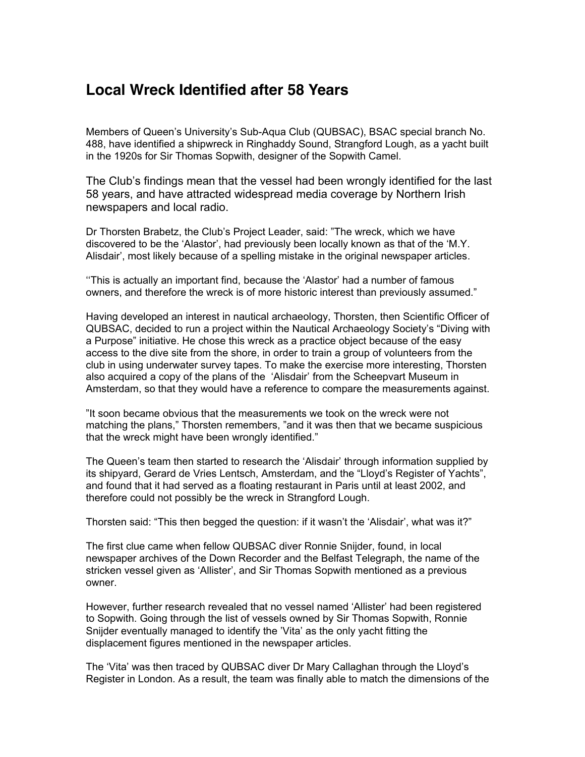# Local Wreck Identified after 58 Years

Members of Queen's University's Sub-Aqua Club (QUBSAC), BSAC special branch No. 488, have identified a shipwreck in Ringhaddy Sound, Strangford Lough, as a yacht built in the 1920s for Sir Thomas Sopwith, designer of the Sopwith Camel.

The Club's findings mean that the vessel had been wrongly identified for the last 58 years, and have attracted widespread media coverage by Northern Irish newspapers and local radio.

Dr Thorsten Brabetz, the Club's Project Leader, said: "The wreck, which we have discovered to be the 'Alastor', had previously been locally known as that of the 'M.Y. Alisdair', most likely because of a spelling mistake in the original newspaper articles.

''This is actually an important find, because the 'Alastor' had a number of famous owners, and therefore the wreck is of more historic interest than previously assumed."

Having developed an interest in nautical archaeology, Thorsten, then Scientific Officer of QUBSAC, decided to run a project within the Nautical Archaeology Society's "Diving with a Purpose" initiative. He chose this wreck as a practice object because of the easy access to the dive site from the shore, in order to train a group of volunteers from the club in using underwater survey tapes. To make the exercise more interesting, Thorsten also acquired a copy of the plans of the 'Alisdair' from the Scheepvart Museum in Amsterdam, so that they would have a reference to compare the measurements against.

"It soon became obvious that the measurements we took on the wreck were not matching the plans," Thorsten remembers, "and it was then that we became suspicious that the wreck might have been wrongly identified."

The Queen's team then started to research the 'Alisdair' through information supplied by its shipyard, Gerard de Vries Lentsch, Amsterdam, and the "Lloyd's Register of Yachts", and found that it had served as a floating restaurant in Paris until at least 2002, and therefore could not possibly be the wreck in Strangford Lough.

Thorsten said: "This then begged the question: if it wasn't the 'Alisdair', what was it?"

The first clue came when fellow QUBSAC diver Ronnie Snijder, found, in local newspaper archives of the Down Recorder and the Belfast Telegraph, the name of the stricken vessel given as 'Allister', and Sir Thomas Sopwith mentioned as a previous owner.

However, further research revealed that no vessel named 'Allister' had been registered to Sopwith. Going through the list of vessels owned by Sir Thomas Sopwith, Ronnie Snijder eventually managed to identify the 'Vita' as the only yacht fitting the displacement figures mentioned in the newspaper articles.

The 'Vita' was then traced by QUBSAC diver Dr Mary Callaghan through the Lloyd's Register in London. As a result, the team was finally able to match the dimensions of the